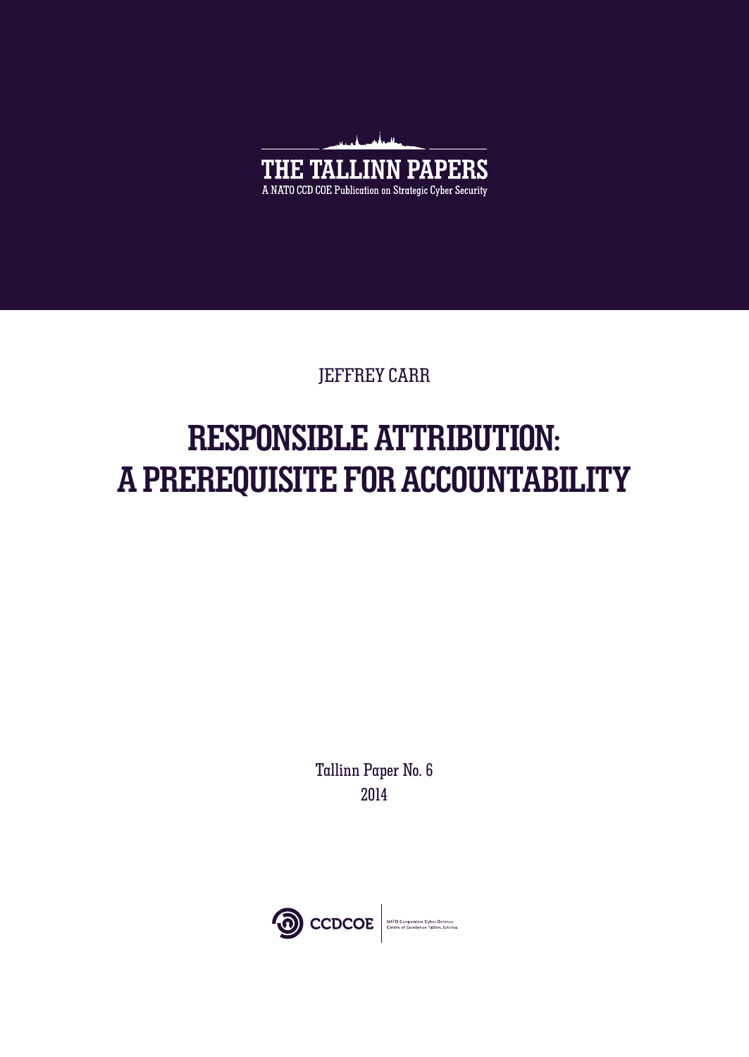THE TALLINN PAPERS

A NATO CCD COE Publication on Strategic Cyber Security

JEFFREY CARR

# RESPONSIBLE ATTRIBUTION: A PREREQUISITE FOR ACCOUNTABILITY

Tallinn Paper No. 6

2014

CCDCOE

NATO Cooperative Cyber Defence Centre of Excellence Tallinn, Estonia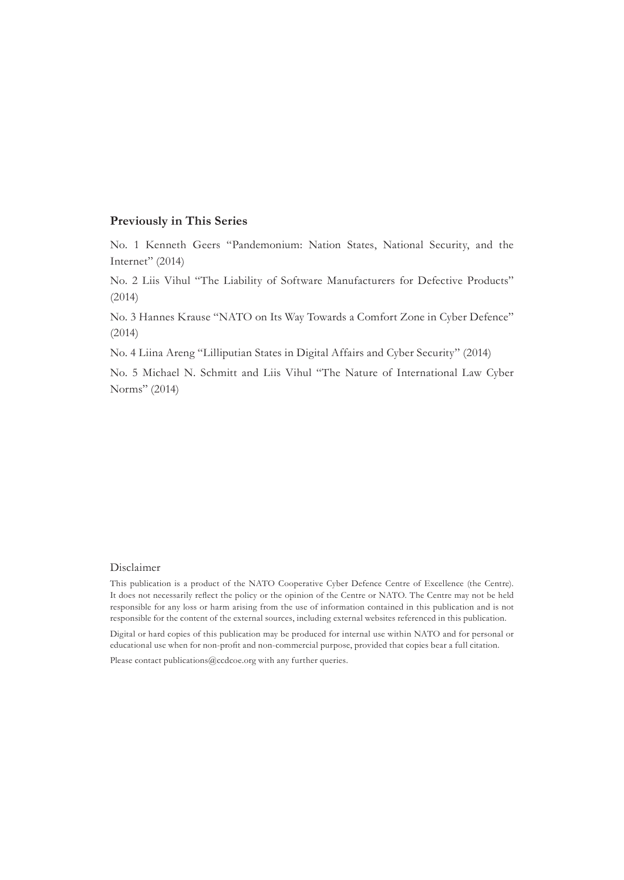## Previously in This Series

No. 1 Kenneth Geers "Pandemonium: Nation States, National Security, and the Internet" (2014)

No. 2 Liis Vihul "The Liability of Software Manufacturers for Defective Products" (2014)

No. 3 Hannes Krause "NATO on Its Way Towards a Comfort Zone in Cyber Defence" (2014)

No. 4 Liina Areng "Lilliputian States in Digital Affairs and Cyber Security" (2014)

No. 5 Michael N. Schmitt and Liis Vihul "The Nature of International Law Cyber Norms" (2014)

Disclaimer

This publication is a product of the NATO Cooperative Cyber Defence Centre of Excellence (the Centre). It does not necessarily reflect the policy or the opinion of the Centre or NATO. The Centre may not be held responsible for any loss or harm arising from the use of information contained in this publication and is not responsible for the content of the external sources, including external websites referenced in this publication.

Digital or hard copies of this publication may be produced for internal use within NATO and for personal or educational use when for non-profit and non-commercial purpose, provided that copies bear a full citation.

Please contact publications@ccdcoe.org with any further queries.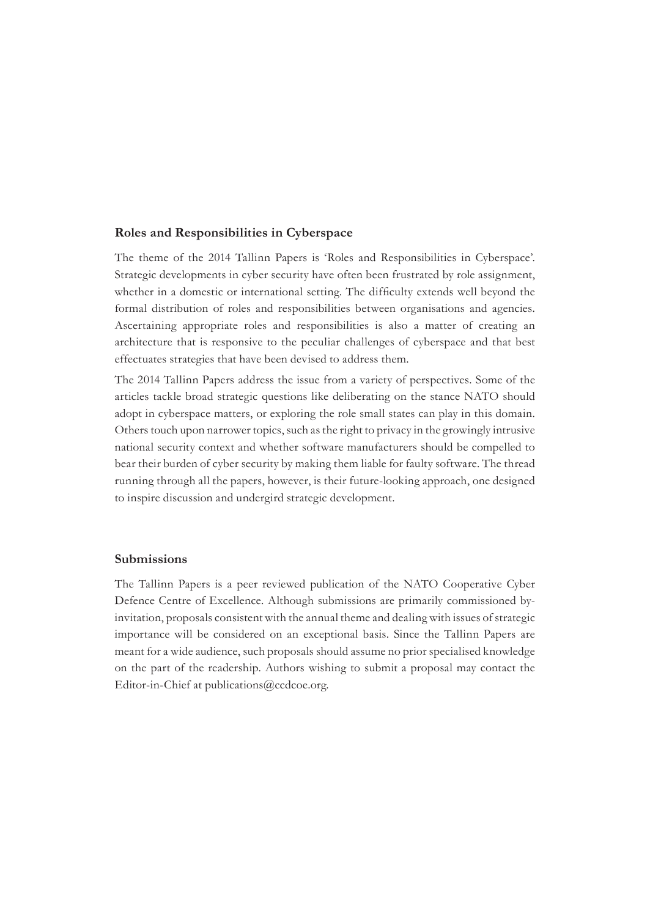## Roles and Responsibilities in Cyberspace

The theme of the 2014 Tallinn Papers is 'Roles and Responsibilities in Cyberspace'. Strategic developments in cyber security have often been frustrated by role assignment, whether in a domestic or international setting. The difficulty extends well beyond the formal distribution of roles and responsibilities between organisations and agencies. Ascertaining appropriate roles and responsibilities is also a matter of creating an architecture that is responsive to the peculiar challenges of cyberspace and that best effectuates strategies that have been devised to address them.

The 2014 Tallinn Papers address the issue from a variety of perspectives. Some of the articles tackle broad strategic questions like deliberating on the stance NATO should adopt in cyberspace matters, or exploring the role small states can play in this domain. Others touch upon narrower topics, such as the right to privacy in the growingly intrusive national security context and whether software manufacturers should be compelled to bear their burden of cyber security by making them liable for faulty software. The thread running through all the papers, however, is their future-looking approach, one designed to inspire discussion and undergird strategic development.

## Submissions

The Tallinn Papers is a peer reviewed publication of the NATO Cooperative Cyber Defence Centre of Excellence. Although submissions are primarily commissioned by-invitation, proposals consistent with the annual theme and dealing with issues of strategic importance will be considered on an exceptional basis. Since the Tallinn Papers are meant for a wide audience, such proposals should assume no prior specialised knowledge on the part of the readership. Authors wishing to submit a proposal may contact the Editor-in-Chief at publications@ccdcoe.org.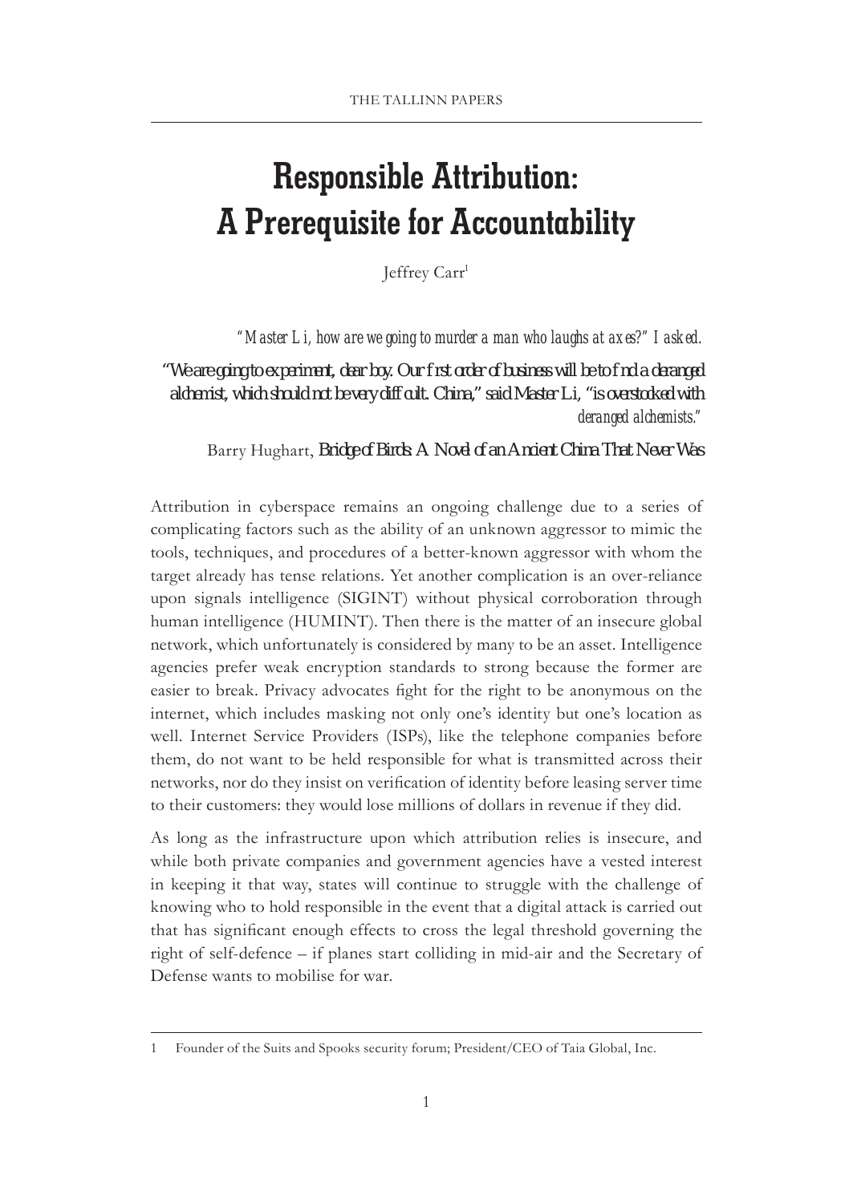# Responsible Attribution: A Prerequisite for Accountability

Jeffrey Carr[1]

> *"Master Li, how are we going to murder a man who laughs at axes?" I asked.*
>
> *"We are going to experiment, dear boy. Our first order of business will be to find a deranged alchemist, which should not be very difficult. China," said Master Li, "is overstocked with deranged alchemists."*
>
> Barry Hughart, *Bridge of Birds: A Novel of an Ancient China That Never Was*

Attribution in cyberspace remains an ongoing challenge due to a series of complicating factors such as the ability of an unknown aggressor to mimic the tools, techniques, and procedures of a better-known aggressor with whom the target already has tense relations. Yet another complication is an over-reliance upon signals intelligence (SIGINT) without physical corroboration through human intelligence (HUMINT). Then there is the matter of an insecure global network, which unfortunately is considered by many to be an asset. Intelligence agencies prefer weak encryption standards to strong because the former are easier to break. Privacy advocates fight for the right to be anonymous on the internet, which includes masking not only one's identity but one's location as well. Internet Service Providers (ISPs), like the telephone companies before them, do not want to be held responsible for what is transmitted across their networks, nor do they insist on verification of identity before leasing server time to their customers: they would lose millions of dollars in revenue if they did.

As long as the infrastructure upon which attribution relies is insecure, and while both private companies and government agencies have a vested interest in keeping it that way, states will continue to struggle with the challenge of knowing who to hold responsible in the event that a digital attack is carried out that has significant enough effects to cross the legal threshold governing the right of self-defence – if planes start colliding in mid-air and the Secretary of Defense wants to mobilise for war.

---

1 Founder of the Suits and Spooks security forum; President/CEO of Taia Global, Inc.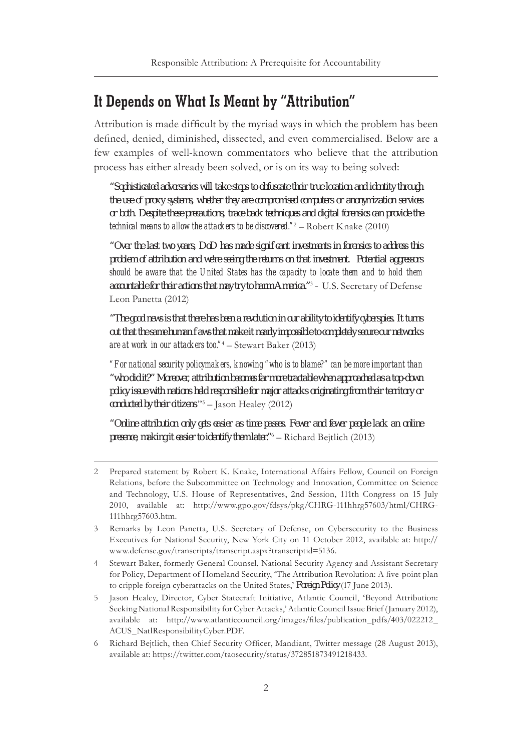## It Depends on What Is Meant by "Attribution"

Attribution is made difficult by the myriad ways in which the problem has been defined, denied, diminished, dissected, and even commercialised. Below are a few examples of well-known commentators who believe that the attribution process has either already been solved, or is on its way to being solved:

> *"Sophisticated adversaries will take steps to obfuscate their true location and identity through the use of proxy systems, whether they are compromised computers or anonymization services or both. Despite these precautions, trace back techniques and digital forensics can provide the technical means to allow the attackers to be discovered."*[2] – Robert Knake (2010)

> *"Over the last two years, DoD has made significant investments in forensics to address this problem of attribution and we're seeing the returns on that investment. Potential aggressors should be aware that the United States has the capacity to locate them and to hold them accountable for their actions that may try to harm America."*[3] - U.S. Secretary of Defense Leon Panetta (2012)

> *"The good news is that there has been a revolution in our ability to identify cyberspies. It turns out that the same human flaws that make it nearly impossible to completely secure our networks are at work in our attackers too."*[4] – Stewart Baker (2013)

> *"For national security policymakers, knowing "who is to blame?" can be more important than "who did it?" Moreover, attribution becomes far more tractable when approached as a top-down policy issue with nations held responsible for major attacks originating from their territory or conducted by their citizens"*[5] – Jason Healey (2012)

> *"Online attribution only gets easier as time passes. Fewer and fewer people lack an online presence, making it easier to identify them later."*[6] – Richard Bejtlich (2013)

---

2 Prepared statement by Robert K. Knake, International Affairs Fellow, Council on Foreign Relations, before the Subcommittee on Technology and Innovation, Committee on Science and Technology, U.S. House of Representatives, 2nd Session, 111th Congress on 15 July 2010, available at: http://www.gpo.gov/fdsys/pkg/CHRG-111hhrg57603/html/CHRG-111hhrg57603.htm.

3 Remarks by Leon Panetta, U.S. Secretary of Defense, on Cybersecurity to the Business Executives for National Security, New York City on 11 October 2012, available at: http://www.defense.gov/transcripts/transcript.aspx?transcriptid=5136.

4 Stewart Baker, formerly General Counsel, National Security Agency and Assistant Secretary for Policy, Department of Homeland Security, 'The Attribution Revolution: A five-point plan to cripple foreign cyberattacks on the United States,' *Foreign Policy* (17 June 2013).

5 Jason Healey, Director, Cyber Statecraft Initiative, Atlantic Council, 'Beyond Attribution: Seeking National Responsibility for Cyber Attacks,' Atlantic Council Issue Brief (January 2012), available at: http://www.atlanticcouncil.org/images/files/publication_pdfs/403/022212_ACUS_NatlResponsibilityCyber.PDF.

6 Richard Bejtlich, then Chief Security Officer, Mandiant, Twitter message (28 August 2013), available at: https://twitter.com/taosecurity/status/372851873491218433.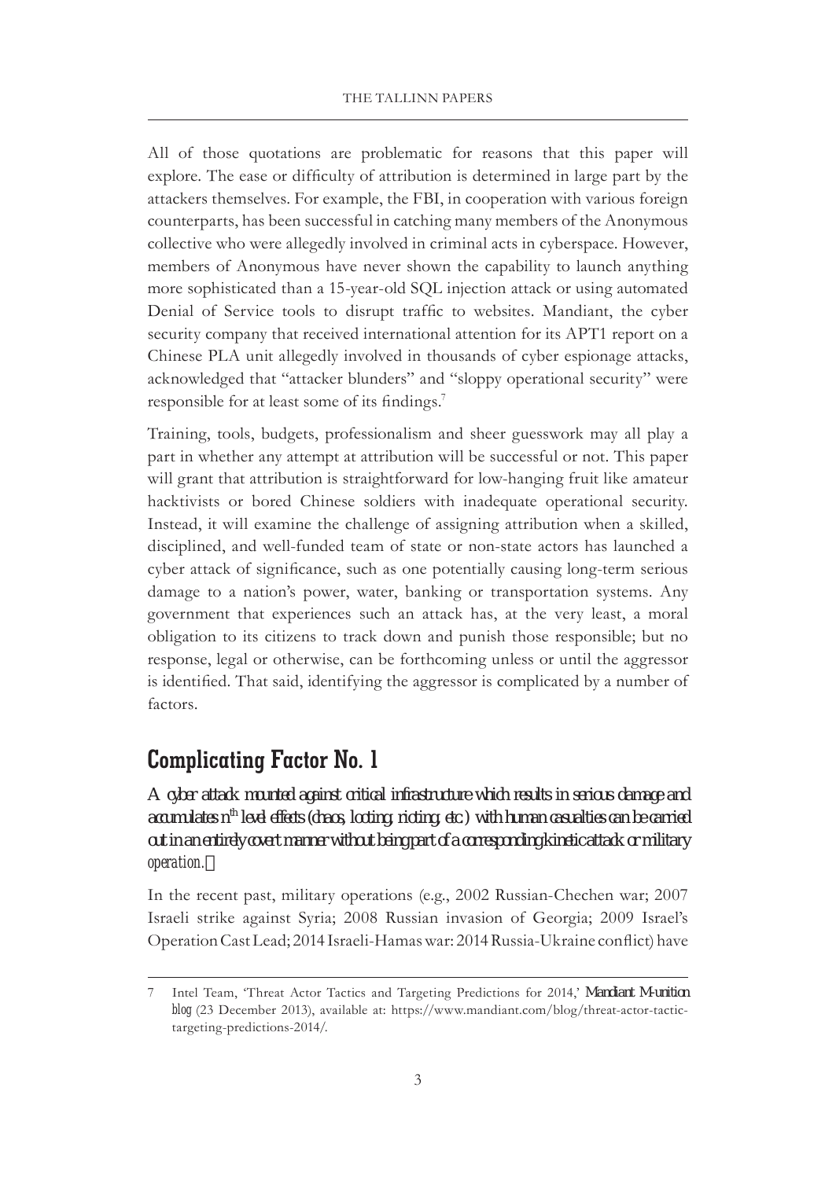All of those quotations are problematic for reasons that this paper will explore. The ease or difficulty of attribution is determined in large part by the attackers themselves. For example, the FBI, in cooperation with various foreign counterparts, has been successful in catching many members of the Anonymous collective who were allegedly involved in criminal acts in cyberspace. However, members of Anonymous have never shown the capability to launch anything more sophisticated than a 15-year-old SQL injection attack or using automated Denial of Service tools to disrupt traffic to websites. Mandiant, the cyber security company that received international attention for its APT1 report on a Chinese PLA unit allegedly involved in thousands of cyber espionage attacks, acknowledged that "attacker blunders" and "sloppy operational security" were responsible for at least some of its findings.[7]

Training, tools, budgets, professionalism and sheer guesswork may all play a part in whether any attempt at attribution will be successful or not. This paper will grant that attribution is straightforward for low-hanging fruit like amateur hacktivists or bored Chinese soldiers with inadequate operational security. Instead, it will examine the challenge of assigning attribution when a skilled, disciplined, and well-funded team of state or non-state actors has launched a cyber attack of significance, such as one potentially causing long-term serious damage to a nation's power, water, banking or transportation systems. Any government that experiences such an attack has, at the very least, a moral obligation to its citizens to track down and punish those responsible; but no response, legal or otherwise, can be forthcoming unless or until the aggressor is identified. That said, identifying the aggressor is complicated by a number of factors.

## Complicating Factor No. 1

*A cyber attack mounted against critical infrastructure which results in serious damage and accumulates $n^{th}$ level effects (chaos, looting, rioting, etc.) with human casualties can be carried out in an entirely covert manner without being part of a corresponding kinetic attack or military operation.*

In the recent past, military operations (e.g., 2002 Russian-Chechen war; 2007 Israeli strike against Syria; 2008 Russian invasion of Georgia; 2009 Israel's Operation Cast Lead; 2014 Israeli-Hamas war: 2014 Russia-Ukraine conflict) have

---

7 Intel Team, 'Threat Actor Tactics and Targeting Predictions for 2014,' *Mandiant M-unition blog* (23 December 2013), available at: https://www.mandiant.com/blog/threat-actor-tactic-targeting-predictions-2014/.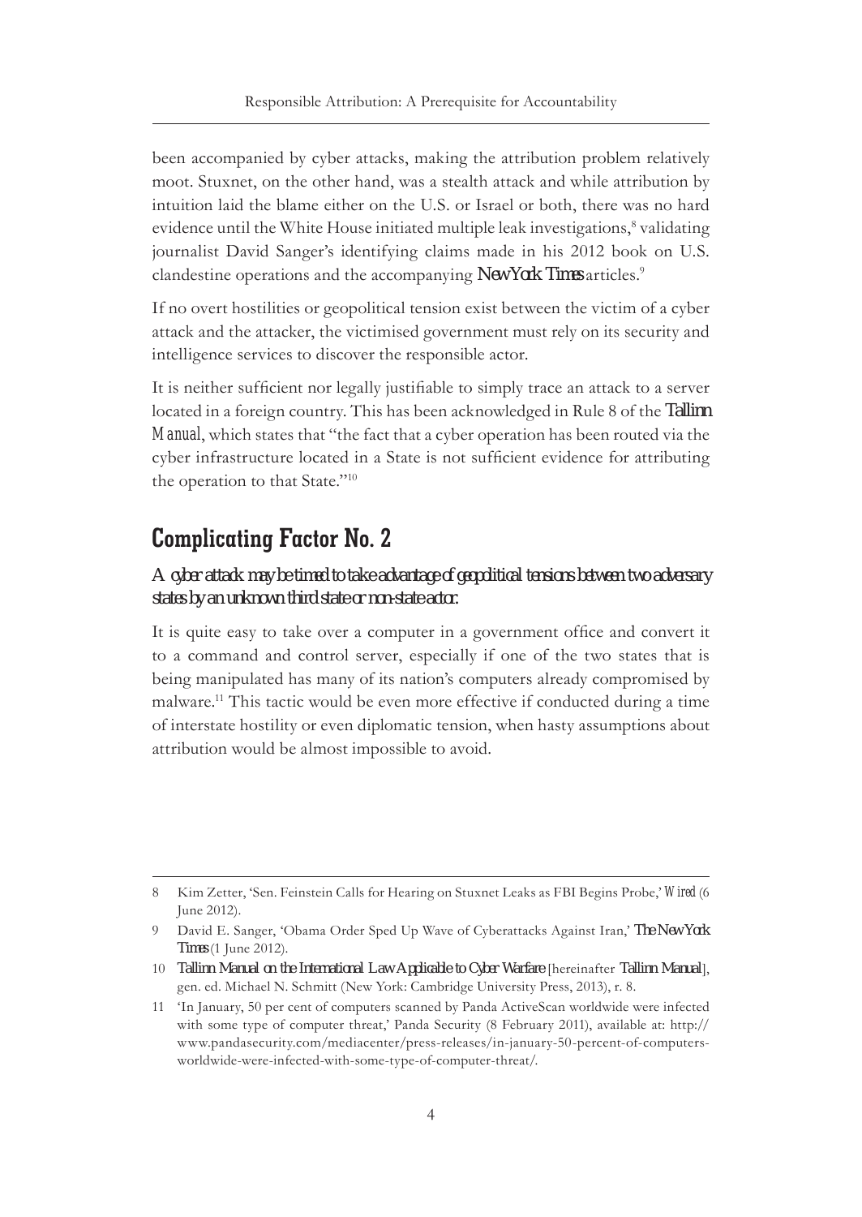been accompanied by cyber attacks, making the attribution problem relatively moot. Stuxnet, on the other hand, was a stealth attack and while attribution by intuition laid the blame either on the U.S. or Israel or both, there was no hard evidence until the White House initiated multiple leak investigations,[8] validating journalist David Sanger's identifying claims made in his 2012 book on U.S. clandestine operations and the accompanying *New York Times* articles.[9]

If no overt hostilities or geopolitical tension exist between the victim of a cyber attack and the attacker, the victimised government must rely on its security and intelligence services to discover the responsible actor.

It is neither sufficient nor legally justifiable to simply trace an attack to a server located in a foreign country. This has been acknowledged in Rule 8 of the *Tallinn Manual*, which states that "the fact that a cyber operation has been routed via the cyber infrastructure located in a State is not sufficient evidence for attributing the operation to that State."[10]

## Complicating Factor No. 2

*A cyber attack may be timed to take advantage of geopolitical tensions between two adversary states by an unknown third state or non-state actor.*

It is quite easy to take over a computer in a government office and convert it to a command and control server, especially if one of the two states that is being manipulated has many of its nation's computers already compromised by malware.[11] This tactic would be even more effective if conducted during a time of interstate hostility or even diplomatic tension, when hasty assumptions about attribution would be almost impossible to avoid.

---

8 Kim Zetter, 'Sen. Feinstein Calls for Hearing on Stuxnet Leaks as FBI Begins Probe,' *Wired* (6 June 2012).

9 David E. Sanger, 'Obama Order Sped Up Wave of Cyberattacks Against Iran,' *The New York Times* (1 June 2012).

10 *Tallinn Manual on the International Law Applicable to Cyber Warfare* [hereinafter *Tallinn Manual*], gen. ed. Michael N. Schmitt (New York: Cambridge University Press, 2013), r. 8.

11 'In January, 50 per cent of computers scanned by Panda ActiveScan worldwide were infected with some type of computer threat,' Panda Security (8 February 2011), available at: http://www.pandasecurity.com/mediacenter/press-releases/in-january-50-percent-of-computers-worldwide-were-infected-with-some-type-of-computer-threat/.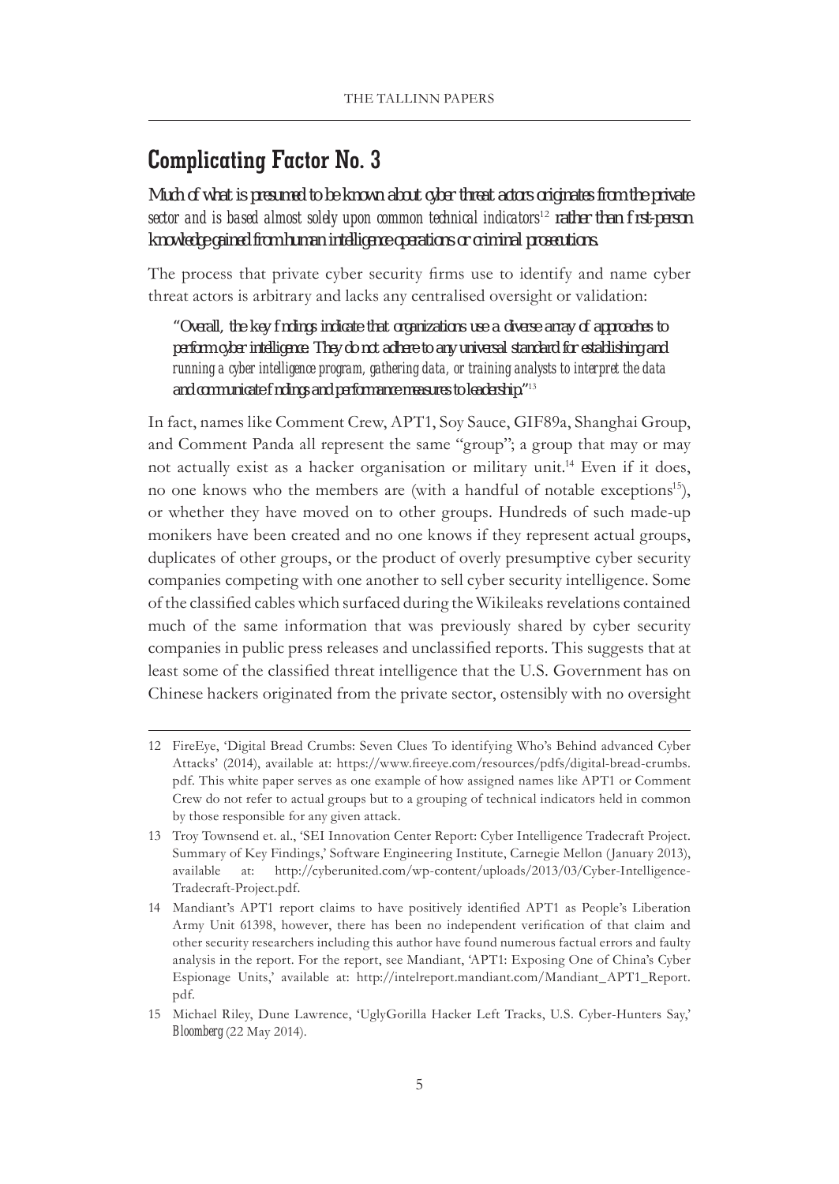## Complicating Factor No. 3

*Much of what is presumed to be known about cyber threat actors originates from the private sector and is based almost solely upon common technical indicators*[12] *rather than first-person knowledge gained from human intelligence operations or criminal prosecutions.*

The process that private cyber security firms use to identify and name cyber threat actors is arbitrary and lacks any centralised oversight or validation:

> "Overall, the key findings indicate that organizations use a diverse array of approaches to perform cyber intelligence. They do not adhere to any universal standard for establishing and running a cyber intelligence program, gathering data, or training analysts to interpret the data and communicate findings and performance measures to leadership."[13]

In fact, names like Comment Crew, APT1, Soy Sauce, GIF89a, Shanghai Group, and Comment Panda all represent the same "group"; a group that may or may not actually exist as a hacker organisation or military unit.[14] Even if it does, no one knows who the members are (with a handful of notable exceptions[15]), or whether they have moved on to other groups. Hundreds of such made-up monikers have been created and no one knows if they represent actual groups, duplicates of other groups, or the product of overly presumptive cyber security companies competing with one another to sell cyber security intelligence. Some of the classified cables which surfaced during the Wikileaks revelations contained much of the same information that was previously shared by cyber security companies in public press releases and unclassified reports. This suggests that at least some of the classified threat intelligence that the U.S. Government has on Chinese hackers originated from the private sector, ostensibly with no oversight

---

12 FireEye, 'Digital Bread Crumbs: Seven Clues To identifying Who's Behind advanced Cyber Attacks' (2014), available at: https://www.fireeye.com/resources/pdfs/digital-bread-crumbs.pdf. This white paper serves as one example of how assigned names like APT1 or Comment Crew do not refer to actual groups but to a grouping of technical indicators held in common by those responsible for any given attack.

13 Troy Townsend et. al., 'SEI Innovation Center Report: Cyber Intelligence Tradecraft Project. Summary of Key Findings,' Software Engineering Institute, Carnegie Mellon (January 2013), available at: http://cyberunited.com/wp-content/uploads/2013/03/Cyber-Intelligence-Tradecraft-Project.pdf.

14 Mandiant's APT1 report claims to have positively identified APT1 as People's Liberation Army Unit 61398, however, there has been no independent verification of that claim and other security researchers including this author have found numerous factual errors and faulty analysis in the report. For the report, see Mandiant, 'APT1: Exposing One of China's Cyber Espionage Units,' available at: http://intelreport.mandiant.com/Mandiant_APT1_Report.pdf.

15 Michael Riley, Dune Lawrence, 'UglyGorilla Hacker Left Tracks, U.S. Cyber-Hunters Say,' *Bloomberg* (22 May 2014).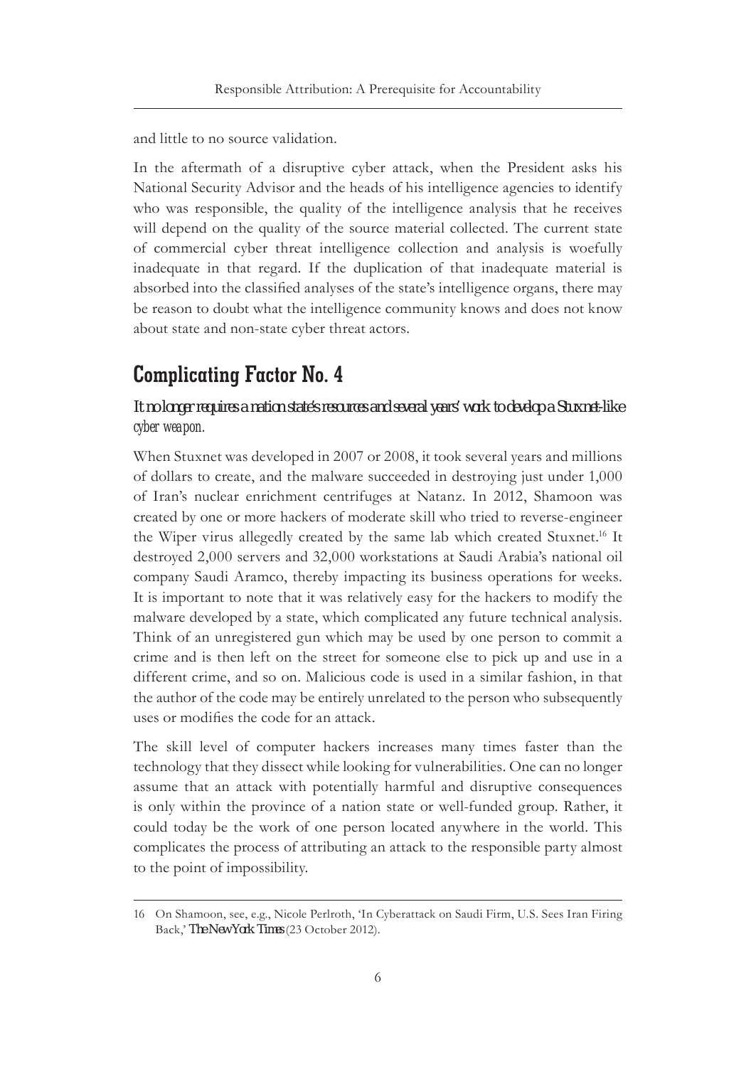and little to no source validation.

In the aftermath of a disruptive cyber attack, when the President asks his National Security Advisor and the heads of his intelligence agencies to identify who was responsible, the quality of the intelligence analysis that he receives will depend on the quality of the source material collected. The current state of commercial cyber threat intelligence collection and analysis is woefully inadequate in that regard. If the duplication of that inadequate material is absorbed into the classified analyses of the state's intelligence organs, there may be reason to doubt what the intelligence community knows and does not know about state and non-state cyber threat actors.

## Complicating Factor No. 4

*It no longer requires a nation state's resources and several years' work to develop a Stuxnet-like cyber weapon.*

When Stuxnet was developed in 2007 or 2008, it took several years and millions of dollars to create, and the malware succeeded in destroying just under 1,000 of Iran's nuclear enrichment centrifuges at Natanz. In 2012, Shamoon was created by one or more hackers of moderate skill who tried to reverse-engineer the Wiper virus allegedly created by the same lab which created Stuxnet.[16] It destroyed 2,000 servers and 32,000 workstations at Saudi Arabia's national oil company Saudi Aramco, thereby impacting its business operations for weeks. It is important to note that it was relatively easy for the hackers to modify the malware developed by a state, which complicated any future technical analysis. Think of an unregistered gun which may be used by one person to commit a crime and is then left on the street for someone else to pick up and use in a different crime, and so on. Malicious code is used in a similar fashion, in that the author of the code may be entirely unrelated to the person who subsequently uses or modifies the code for an attack.

The skill level of computer hackers increases many times faster than the technology that they dissect while looking for vulnerabilities. One can no longer assume that an attack with potentially harmful and disruptive consequences is only within the province of a nation state or well-funded group. Rather, it could today be the work of one person located anywhere in the world. This complicates the process of attributing an attack to the responsible party almost to the point of impossibility.

---

16 On Shamoon, see, e.g., Nicole Perlroth, 'In Cyberattack on Saudi Firm, U.S. Sees Iran Firing Back,' *The New York Times* (23 October 2012).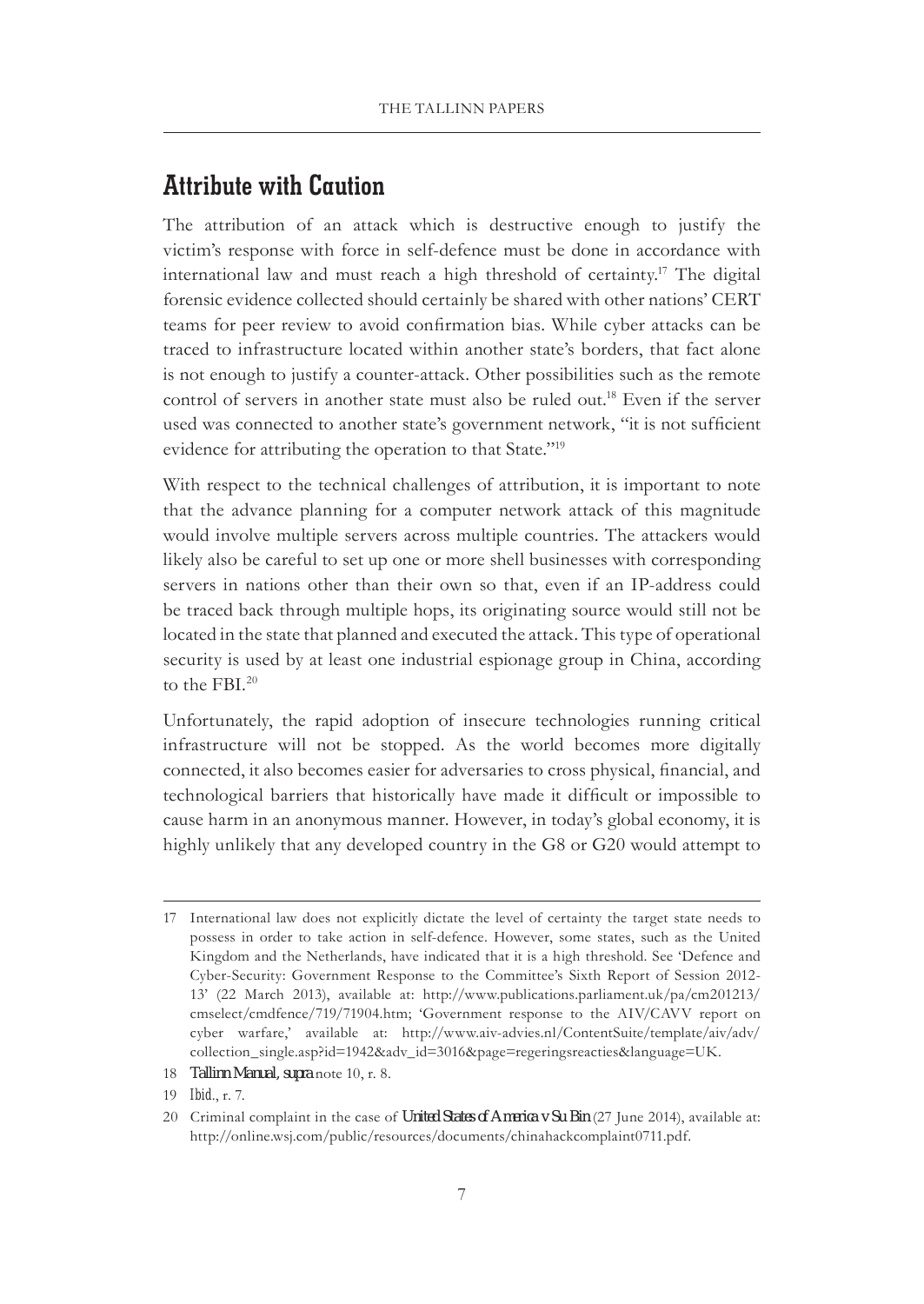## Attribute with Caution

The attribution of an attack which is destructive enough to justify the victim's response with force in self-defence must be done in accordance with international law and must reach a high threshold of certainty.[17] The digital forensic evidence collected should certainly be shared with other nations' CERT teams for peer review to avoid confirmation bias. While cyber attacks can be traced to infrastructure located within another state's borders, that fact alone is not enough to justify a counter-attack. Other possibilities such as the remote control of servers in another state must also be ruled out.[18] Even if the server used was connected to another state's government network, "it is not sufficient evidence for attributing the operation to that State."[19]

With respect to the technical challenges of attribution, it is important to note that the advance planning for a computer network attack of this magnitude would involve multiple servers across multiple countries. The attackers would likely also be careful to set up one or more shell businesses with corresponding servers in nations other than their own so that, even if an IP-address could be traced back through multiple hops, its originating source would still not be located in the state that planned and executed the attack. This type of operational security is used by at least one industrial espionage group in China, according to the FBI.[20]

Unfortunately, the rapid adoption of insecure technologies running critical infrastructure will not be stopped. As the world becomes more digitally connected, it also becomes easier for adversaries to cross physical, financial, and technological barriers that historically have made it difficult or impossible to cause harm in an anonymous manner. However, in today's global economy, it is highly unlikely that any developed country in the G8 or G20 would attempt to

---

17 International law does not explicitly dictate the level of certainty the target state needs to possess in order to take action in self-defence. However, some states, such as the United Kingdom and the Netherlands, have indicated that it is a high threshold. See 'Defence and Cyber-Security: Government Response to the Committee's Sixth Report of Session 2012-13' (22 March 2013), available at: http://www.publications.parliament.uk/pa/cm201213/cmselect/cmdfence/719/71904.htm; 'Government response to the AIV/CAVV report on cyber warfare,' available at: http://www.aiv-advies.nl/ContentSuite/template/aiv/adv/collection_single.asp?id=1942&adv_id=3016&page=regeringsreacties&language=UK.

18 *Tallinn Manual*, *supra* note 10, r. 8.

19 *Ibid*., r. 7.

20 Criminal complaint in the case of *United States of America v Su Bin* (27 June 2014), available at: http://online.wsj.com/public/resources/documents/chinahackcomplaint0711.pdf.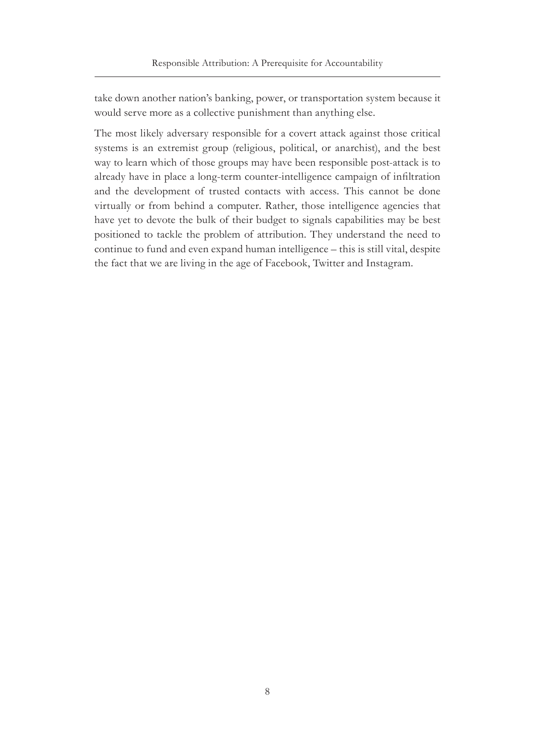take down another nation's banking, power, or transportation system because it would serve more as a collective punishment than anything else.

The most likely adversary responsible for a covert attack against those critical systems is an extremist group (religious, political, or anarchist), and the best way to learn which of those groups may have been responsible post-attack is to already have in place a long-term counter-intelligence campaign of infiltration and the development of trusted contacts with access. This cannot be done virtually or from behind a computer. Rather, those intelligence agencies that have yet to devote the bulk of their budget to signals capabilities may be best positioned to tackle the problem of attribution. They understand the need to continue to fund and even expand human intelligence – this is still vital, despite the fact that we are living in the age of Facebook, Twitter and Instagram.